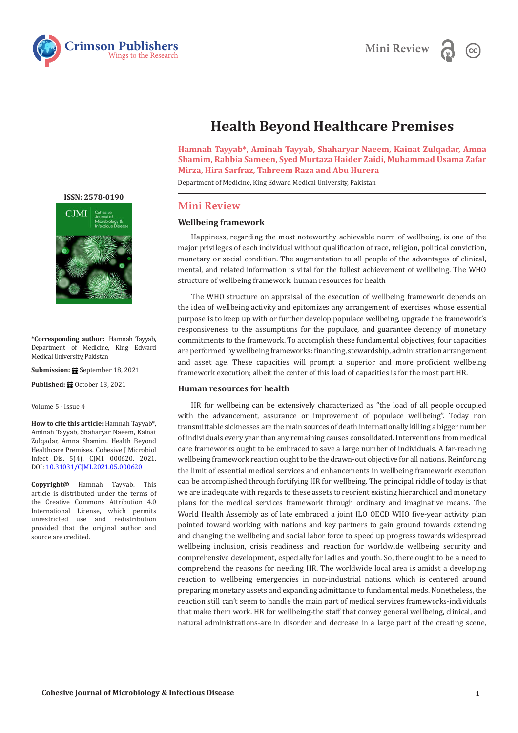Mini Review

# Health Beyond Healthcare Premises

**Hamnah Tayyab*, Aminah Tayyab, Shaharyar Naeem, Kainat Zulqadar, Amna Shamim, Rabbia Sameen, Syed Murtaza Haider Zaidi, Muhammad Usama Zafar Mirza, Hira Sarfraz, Tahreem Raza and Abu Hurera**

Department of Medicine, King Edward Medical University, Pakistan

ISSN: 2578-0190

**\*Corresponding author:** Hamnah Tayyab, Department of Medicine, King Edward Medical University, Pakistan

**Submission:** September 18, 2021

**Published:** October 13, 2021

Volume 5 - Issue 4

**How to cite this article:** Hamnah Tayyab*, Aminah Tayyab, Shaharyar Naeem, Kainat Zulqadar, Amna Shamim. Health Beyond Healthcare Premises. Cohesive J Microbiol Infect Dis. 5(4). CJMI. 000620. 2021. DOI: 10.31031/CJMI.2021.05.000620

**Copyright@** Hamnah Tayyab. This article is distributed under the terms of the Creative Commons Attribution 4.0 International License, which permits unrestricted use and redistribution provided that the original author and source are credited.

## Mini Review

### Wellbeing framework

Happiness, regarding the most noteworthy achievable norm of wellbeing, is one of the major privileges of each individual without qualification of race, religion, political conviction, monetary or social condition. The augmentation to all people of the advantages of clinical, mental, and related information is vital for the fullest achievement of wellbeing. The WHO structure of wellbeing framework: human resources for health

The WHO structure on appraisal of the execution of wellbeing framework depends on the idea of wellbeing activity and epitomizes any arrangement of exercises whose essential purpose is to keep up with or further develop populace wellbeing, upgrade the framework's responsiveness to the assumptions for the populace, and guarantee decency of monetary commitments to the framework. To accomplish these fundamental objectives, four capacities are performed by wellbeing frameworks: financing, stewardship, administration arrangement and asset age. These capacities will prompt a superior and more proficient wellbeing framework execution; albeit the center of this load of capacities is for the most part HR.

### Human resources for health

HR for wellbeing can be extensively characterized as "the load of all people occupied with the advancement, assurance or improvement of populace wellbeing". Today non transmittable sicknesses are the main sources of death internationally killing a bigger number of individuals every year than any remaining causes consolidated. Interventions from medical care frameworks ought to be embraced to save a large number of individuals. A far-reaching wellbeing framework reaction ought to be the drawn-out objective for all nations. Reinforcing the limit of essential medical services and enhancements in wellbeing framework execution can be accomplished through fortifying HR for wellbeing. The principal riddle of today is that we are inadequate with regards to these assets to reorient existing hierarchical and monetary plans for the medical services framework through ordinary and imaginative means. The World Health Assembly as of late embraced a joint ILO OECD WHO five-year activity plan pointed toward working with nations and key partners to gain ground towards extending and changing the wellbeing and social labor force to speed up progress towards widespread wellbeing inclusion, crisis readiness and reaction for worldwide wellbeing security and comprehensive development, especially for ladies and youth. So, there ought to be a need to comprehend the reasons for needing HR. The worldwide local area is amidst a developing reaction to wellbeing emergencies in non-industrial nations, which is centered around preparing monetary assets and expanding admittance to fundamental meds. Nonetheless, the reaction still can't seem to handle the main part of medical services frameworks-individuals that make them work. HR for wellbeing-the staff that convey general wellbeing, clinical, and natural administrations-are in disorder and decrease in a large part of the creating scene,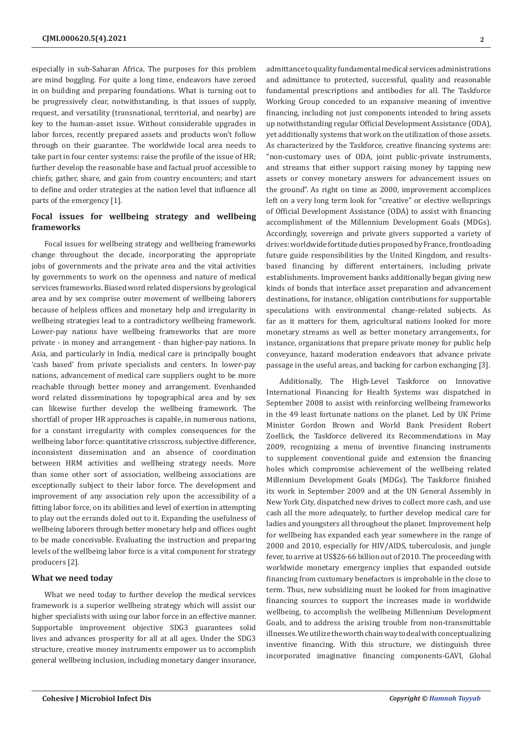especially in sub-Saharan Africa. The purposes for this problem are mind boggling. For quite a long time, endeavors have zeroed in on building and preparing foundations. What is turning out to be progressively clear, notwithstanding, is that issues of supply, request, and versatility (transnational, territorial, and nearby) are key to the human-asset issue. Without considerable upgrades in labor forces, recently prepared assets and products won't follow through on their guarantee. The worldwide local area needs to take part in four center systems: raise the profile of the issue of HR; further develop the reasonable base and factual proof accessible to chiefs; gather, share, and gain from country encounters; and start to define and order strategies at the nation level that influence all parts of the emergency [1].

## Focal issues for wellbeing strategy and wellbeing frameworks

Focal issues for wellbeing strategy and wellbeing frameworks change throughout the decade, incorporating the appropriate jobs of governments and the private area and the vital activities by governments to work on the openness and nature of medical services frameworks. Biased word related dispersions by geological area and by sex comprise outer movement of wellbeing laborers because of helpless offices and monetary help and irregularity in wellbeing strategies lead to a contradictory wellbeing framework. Lower-pay nations have wellbeing frameworks that are more private - in money and arrangement - than higher-pay nations. In Asia, and particularly in India, medical care is principally bought 'cash based' from private specialists and centers. In lower-pay nations, advancement of medical care suppliers ought to be more reachable through better money and arrangement. Evenhanded word related disseminations by topographical area and by sex can likewise further develop the wellbeing framework. The shortfall of proper HR approaches is capable, in numerous nations, for a constant irregularity with complex consequences for the wellbeing labor force: quantitative crisscross, subjective difference, inconsistent dissemination and an absence of coordination between HRM activities and wellbeing strategy needs. More than some other sort of association, wellbeing associations are exceptionally subject to their labor force. The development and improvement of any association rely upon the accessibility of a fitting labor force, on its abilities and level of exertion in attempting to play out the errands doled out to it. Expanding the usefulness of wellbeing laborers through better monetary help and offices ought to be made conceivable. Evaluating the instruction and preparing levels of the wellbeing labor force is a vital component for strategy producers [2].

## What we need today

What we need today to further develop the medical services framework is a superior wellbeing strategy which will assist our higher specialists with using our labor force in an effective manner. Supportable improvement objective SDG3 guarantees solid lives and advances prosperity for all at all ages. Under the SDG3 structure, creative money instruments empower us to accomplish general wellbeing inclusion, including monetary danger insurance, admittance to quality fundamental medical services administrations and admittance to protected, successful, quality and reasonable fundamental prescriptions and antibodies for all. The Taskforce Working Group conceded to an expansive meaning of inventive financing, including not just components intended to bring assets up notwithstanding regular Official Development Assistance (ODA), yet additionally systems that work on the utilization of those assets. As characterized by the Taskforce, creative financing systems are: "non-customary uses of ODA, joint public-private instruments, and streams that either support raising money by tapping new assets or convey monetary answers for advancement issues on the ground". As right on time as 2000, improvement accomplices left on a very long term look for "creative" or elective wellsprings of Official Development Assistance (ODA) to assist with financing accomplishment of the Millennium Development Goals (MDGs). Accordingly, sovereign and private givers supported a variety of drives: worldwide fortitude duties proposed by France, frontloading future guide responsibilities by the United Kingdom, and results-based financing by different entertainers, including private establishments. Improvement banks additionally began giving new kinds of bonds that interface asset preparation and advancement destinations, for instance, obligation contributions for supportable speculations with environmental change-related subjects. As far as it matters for them, agricultural nations looked for more monetary streams as well as better monetary arrangements, for instance, organizations that prepare private money for public help conveyance, hazard moderation endeavors that advance private passage in the useful areas, and backing for carbon exchanging [3].

Additionally, The High-Level Taskforce on Innovative International Financing for Health Systems was dispatched in September 2008 to assist with reinforcing wellbeing frameworks in the 49 least fortunate nations on the planet. Led by UK Prime Minister Gordon Brown and World Bank President Robert Zoellick, the Taskforce delivered its Recommendations in May 2009, recognizing a menu of inventive financing instruments to supplement conventional guide and extension the financing holes which compromise achievement of the wellbeing related Millennium Development Goals (MDGs). The Taskforce finished its work in September 2009 and at the UN General Assembly in New York City, dispatched new drives to collect more cash, and use cash all the more adequately, to further develop medical care for ladies and youngsters all throughout the planet. Improvement help for wellbeing has expanded each year somewhere in the range of 2000 and 2010, especially for HIV/AIDS, tuberculosis, and jungle fever, to arrive at US$26·66 billion out of 2010. The proceeding with worldwide monetary emergency implies that expanded outside financing from customary benefactors is improbable in the close to term. Thus, new subsidizing must be looked for from imaginative financing sources to support the increases made in worldwide wellbeing, to accomplish the wellbeing Millennium Development Goals, and to address the arising trouble from non-transmittable illnesses. We utilize the worth chain way to deal with conceptualizing inventive financing. With this structure, we distinguish three incorporated imaginative financing components-GAVI, Global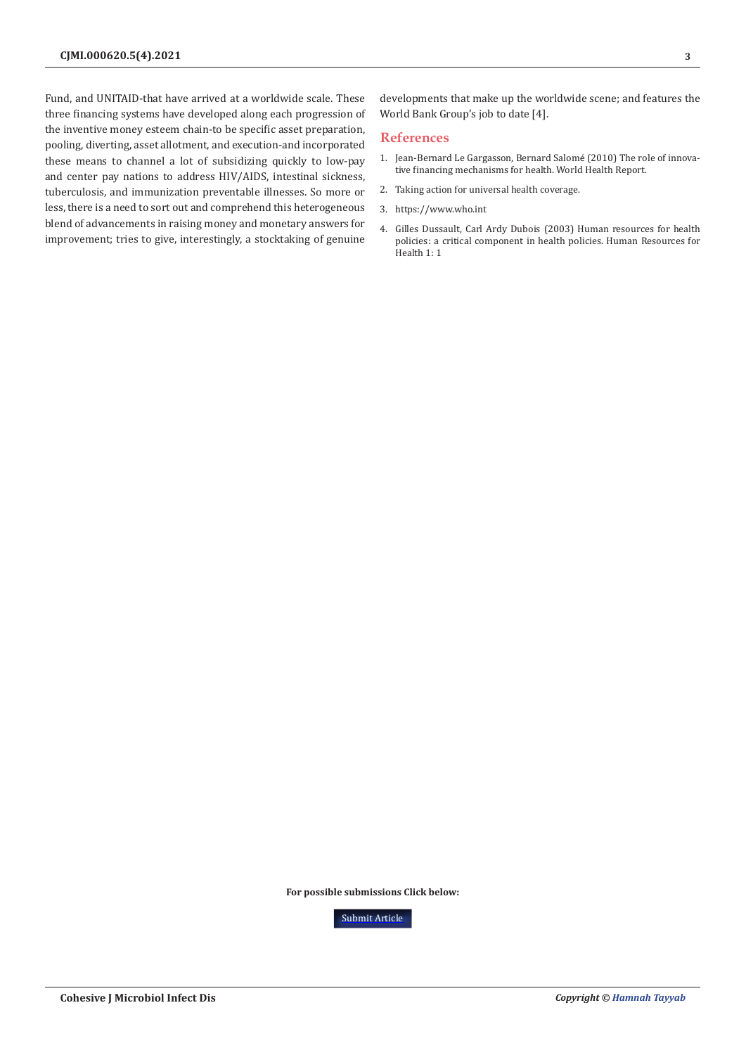Fund, and UNITAID-that have arrived at a worldwide scale. These three financing systems have developed along each progression of the inventive money esteem chain-to be specific asset preparation, pooling, diverting, asset allotment, and execution-and incorporated these means to channel a lot of subsidizing quickly to low-pay and center pay nations to address HIV/AIDS, intestinal sickness, tuberculosis, and immunization preventable illnesses. So more or less, there is a need to sort out and comprehend this heterogeneous blend of advancements in raising money and monetary answers for improvement; tries to give, interestingly, a stocktaking of genuine developments that make up the worldwide scene; and features the World Bank Group's job to date [4].

## References

1. Jean-Bernard Le Gargasson, Bernard Salomé (2010) The role of innovative financing mechanisms for health. World Health Report.
2. Taking action for universal health coverage.
3. https://www.who.int
4. Gilles Dussault, Carl Ardy Dubois (2003) Human resources for health policies: a critical component in health policies. Human Resources for Health 1: 1

**For possible submissions Click below:**

Submit Article